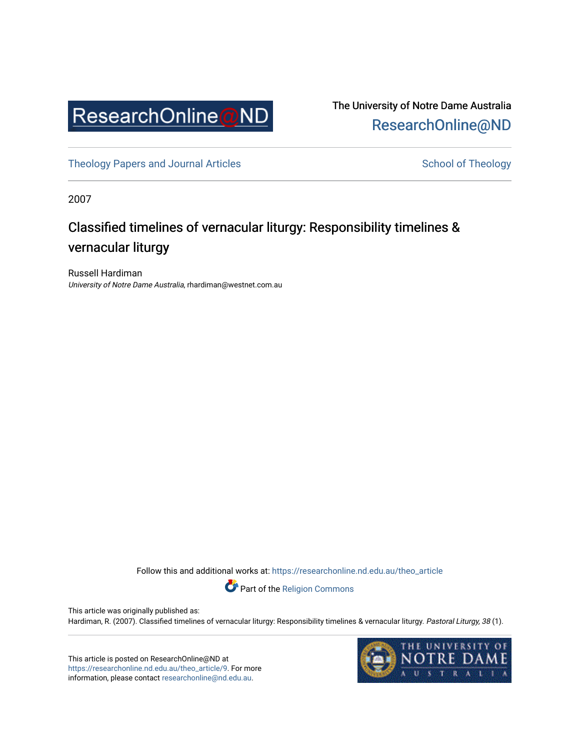The University of Notre Dame Australia
ResearchOnline@ND

Theology Papers and Journal Articles

School of Theology

2007

# Classified timelines of vernacular liturgy: Responsibility timelines & vernacular liturgy

Russell Hardiman
*University of Notre Dame Australia*, rhardiman@westnet.com.au

Follow this and additional works at: https://researchonline.nd.edu.au/theo_article

Part of the Religion Commons

This article was originally published as:
Hardiman, R. (2007). Classified timelines of vernacular liturgy: Responsibility timelines & vernacular liturgy. *Pastoral Liturgy, 38* (1).

This article is posted on ResearchOnline@ND at https://researchonline.nd.edu.au/theo_article/9. For more information, please contact researchonline@nd.edu.au.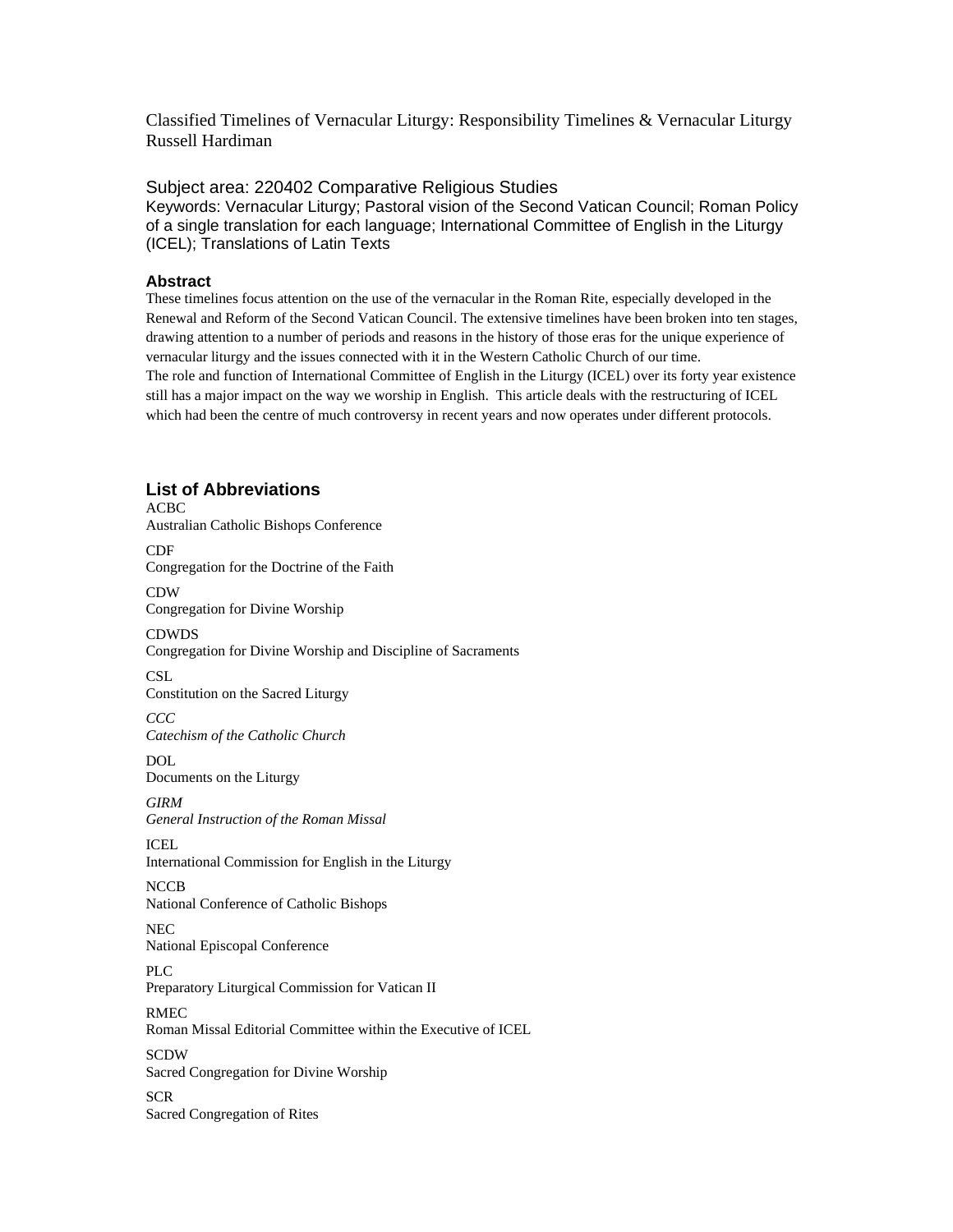Classified Timelines of Vernacular Liturgy: Responsibility Timelines & Vernacular Liturgy
Russell Hardiman

Subject area: 220402 Comparative Religious Studies
Keywords: Vernacular Liturgy; Pastoral vision of the Second Vatican Council; Roman Policy of a single translation for each language; International Committee of English in the Liturgy (ICEL); Translations of Latin Texts

### Abstract

These timelines focus attention on the use of the vernacular in the Roman Rite, especially developed in the Renewal and Reform of the Second Vatican Council. The extensive timelines have been broken into ten stages, drawing attention to a number of periods and reasons in the history of those eras for the unique experience of vernacular liturgy and the issues connected with it in the Western Catholic Church of our time.
The role and function of International Committee of English in the Liturgy (ICEL) over its forty year existence still has a major impact on the way we worship in English. This article deals with the restructuring of ICEL which had been the centre of much controversy in recent years and now operates under different protocols.

## List of Abbreviations

ACBC
Australian Catholic Bishops Conference

CDF
Congregation for the Doctrine of the Faith

CDW
Congregation for Divine Worship

CDWDS
Congregation for Divine Worship and Discipline of Sacraments

CSL
Constitution on the Sacred Liturgy

*CCC*
*Catechism of the Catholic Church*

DOL
Documents on the Liturgy

*GIRM*
*General Instruction of the Roman Missal*

ICEL
International Commission for English in the Liturgy

NCCB
National Conference of Catholic Bishops

NEC
National Episcopal Conference

PLC
Preparatory Liturgical Commission for Vatican II

RMEC
Roman Missal Editorial Committee within the Executive of ICEL

SCDW
Sacred Congregation for Divine Worship

SCR
Sacred Congregation of Rites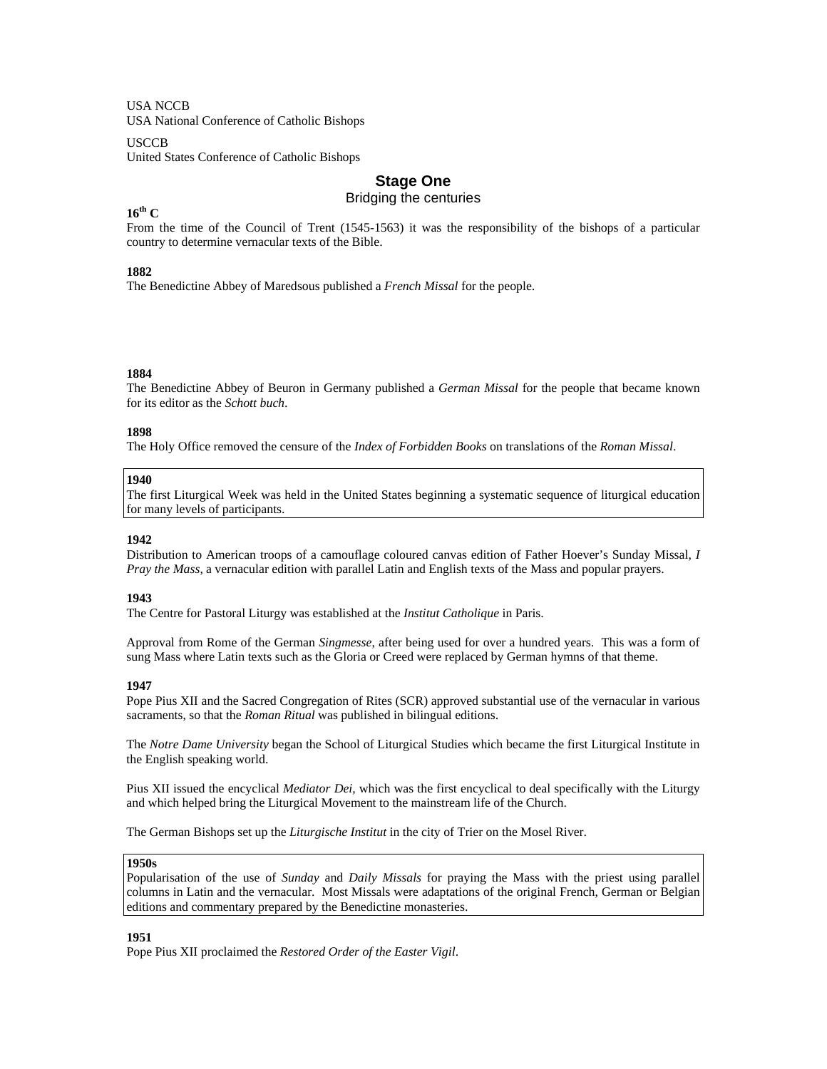USA NCCB
USA National Conference of Catholic Bishops

USCCB
United States Conference of Catholic Bishops

## Stage One

### Bridging the centuries

**16th C**
From the time of the Council of Trent (1545-1563) it was the responsibility of the bishops of a particular country to determine vernacular texts of the Bible.

**1882**
The Benedictine Abbey of Maredsous published a *French Missal* for the people.

**1884**
The Benedictine Abbey of Beuron in Germany published a *German Missal* for the people that became known for its editor as the *Schott buch*.

**1898**
The Holy Office removed the censure of the *Index of Forbidden Books* on translations of the *Roman Missal*.

**1940**
The first Liturgical Week was held in the United States beginning a systematic sequence of liturgical education for many levels of participants.

**1942**
Distribution to American troops of a camouflage coloured canvas edition of Father Hoever's Sunday Missal, *I Pray the Mass*, a vernacular edition with parallel Latin and English texts of the Mass and popular prayers.

**1943**
The Centre for Pastoral Liturgy was established at the *Institut Catholique* in Paris.

Approval from Rome of the German *Singmesse*, after being used for over a hundred years. This was a form of sung Mass where Latin texts such as the Gloria or Creed were replaced by German hymns of that theme.

**1947**
Pope Pius XII and the Sacred Congregation of Rites (SCR) approved substantial use of the vernacular in various sacraments, so that the *Roman Ritual* was published in bilingual editions.

The *Notre Dame University* began the School of Liturgical Studies which became the first Liturgical Institute in the English speaking world.

Pius XII issued the encyclical *Mediator Dei*, which was the first encyclical to deal specifically with the Liturgy and which helped bring the Liturgical Movement to the mainstream life of the Church.

The German Bishops set up the *Liturgische Institut* in the city of Trier on the Mosel River.

**1950s**
Popularisation of the use of *Sunday* and *Daily Missals* for praying the Mass with the priest using parallel columns in Latin and the vernacular. Most Missals were adaptations of the original French, German or Belgian editions and commentary prepared by the Benedictine monasteries.

**1951**
Pope Pius XII proclaimed the *Restored Order of the Easter Vigil*.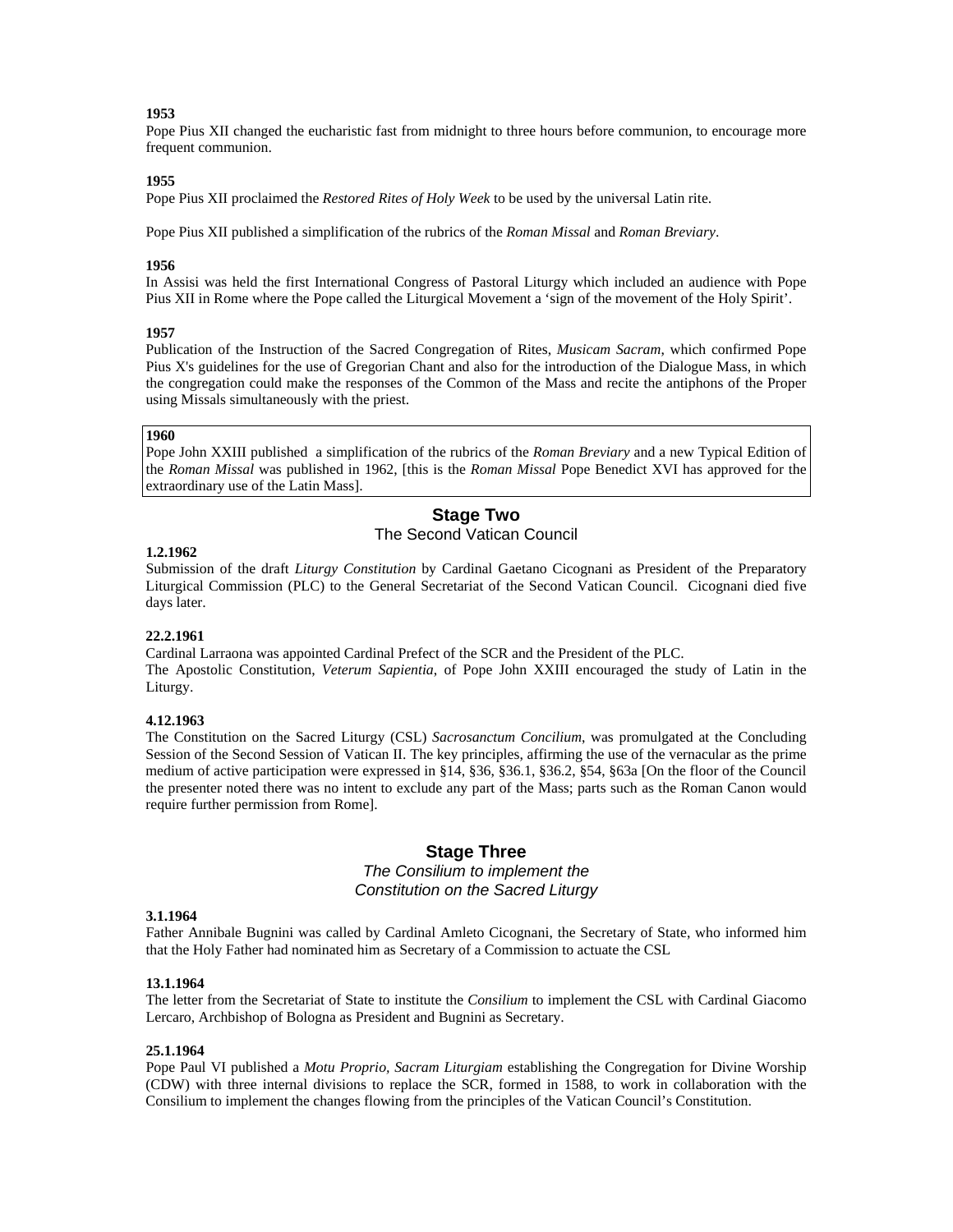**1953**
Pope Pius XII changed the eucharistic fast from midnight to three hours before communion, to encourage more frequent communion.

**1955**
Pope Pius XII proclaimed the *Restored Rites of Holy Week* to be used by the universal Latin rite.

Pope Pius XII published a simplification of the rubrics of the *Roman Missal* and *Roman Breviary*.

**1956**
In Assisi was held the first International Congress of Pastoral Liturgy which included an audience with Pope Pius XII in Rome where the Pope called the Liturgical Movement a 'sign of the movement of the Holy Spirit'.

**1957**
Publication of the Instruction of the Sacred Congregation of Rites, *Musicam Sacram*, which confirmed Pope Pius X's guidelines for the use of Gregorian Chant and also for the introduction of the Dialogue Mass, in which the congregation could make the responses of the Common of the Mass and recite the antiphons of the Proper using Missals simultaneously with the priest.

**1960**
Pope John XXIII published a simplification of the rubrics of the *Roman Breviary* and a new Typical Edition of the *Roman Missal* was published in 1962, [this is the *Roman Missal* Pope Benedict XVI has approved for the extraordinary use of the Latin Mass].

## Stage Two

The Second Vatican Council

**1.2.1962**
Submission of the draft *Liturgy Constitution* by Cardinal Gaetano Cicognani as President of the Preparatory Liturgical Commission (PLC) to the General Secretariat of the Second Vatican Council. Cicognani died five days later.

**22.2.1961**
Cardinal Larraona was appointed Cardinal Prefect of the SCR and the President of the PLC.
The Apostolic Constitution, *Veterum Sapientia*, of Pope John XXIII encouraged the study of Latin in the Liturgy.

**4.12.1963**
The Constitution on the Sacred Liturgy (CSL) *Sacrosanctum Concilium*, was promulgated at the Concluding Session of the Second Session of Vatican II. The key principles, affirming the use of the vernacular as the prime medium of active participation were expressed in §14, §36, §36.1, §36.2, §54, §63a [On the floor of the Council the presenter noted there was no intent to exclude any part of the Mass; parts such as the Roman Canon would require further permission from Rome].

## Stage Three

*The Consilium to implement the Constitution on the Sacred Liturgy*

**3.1.1964**
Father Annibale Bugnini was called by Cardinal Amleto Cicognani, the Secretary of State, who informed him that the Holy Father had nominated him as Secretary of a Commission to actuate the CSL

**13.1.1964**
The letter from the Secretariat of State to institute the *Consilium* to implement the CSL with Cardinal Giacomo Lercaro, Archbishop of Bologna as President and Bugnini as Secretary.

**25.1.1964**
Pope Paul VI published a *Motu Proprio, Sacram Liturgiam* establishing the Congregation for Divine Worship (CDW) with three internal divisions to replace the SCR, formed in 1588, to work in collaboration with the Consilium to implement the changes flowing from the principles of the Vatican Council's Constitution.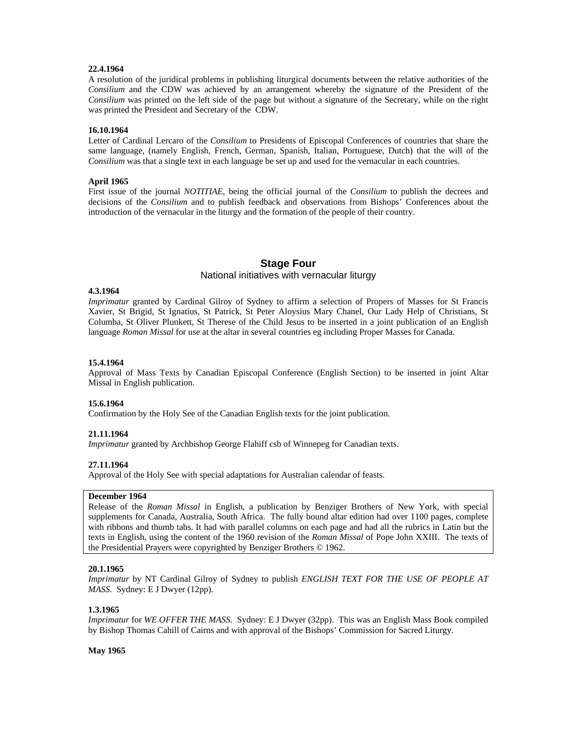**22.4.1964**
A resolution of the juridical problems in publishing liturgical documents between the relative authorities of the *Consilium* and the CDW was achieved by an arrangement whereby the signature of the President of the *Consilium* was printed on the left side of the page but without a signature of the Secretary, while on the right was printed the President and Secretary of the CDW.

**16.10.1964**
Letter of Cardinal Lercaro of the *Consilium* to Presidents of Episcopal Conferences of countries that share the same language, (namely English, French, German, Spanish, Italian, Portuguese, Dutch) that the will of the *Consilium* was that a single text in each language be set up and used for the vernacular in each countries.

**April 1965**
First issue of the journal *NOTITIAE*, being the official journal of the *Consilium* to publish the decrees and decisions of the *Consilium* and to publish feedback and observations from Bishops' Conferences about the introduction of the vernacular in the liturgy and the formation of the people of their country.

## Stage Four

National initiatives with vernacular liturgy

**4.3.1964**
*Imprimatur* granted by Cardinal Gilroy of Sydney to affirm a selection of Propers of Masses for St Francis Xavier, St Brigid, St Ignatius, St Patrick, St Peter Aloysius Mary Chanel, Our Lady Help of Christians, St Columba, St Oliver Plunkett, St Therese of the Child Jesus to be inserted in a joint publication of an English language *Roman Missal* for use at the altar in several countries eg including Proper Masses for Canada.

**15.4.1964**
Approval of Mass Texts by Canadian Episcopal Conference (English Section) to be inserted in joint Altar Missal in English publication.

**15.6.1964**
Confirmation by the Holy See of the Canadian English texts for the joint publication.

**21.11.1964**
*Imprimatur* granted by Archbishop George Flahiff csb of Winnepeg for Canadian texts.

**27.11.1964**
Approval of the Holy See with special adaptations for Australian calendar of feasts.

**December 1964**
Release of the *Roman Missal* in English, a publication by Benziger Brothers of New York, with special supplements for Canada, Australia, South Africa. The fully bound altar edition had over 1100 pages, complete with ribbons and thumb tabs. It had with parallel columns on each page and had all the rubrics in Latin but the texts in English, using the content of the 1960 revision of the *Roman Missal* of Pope John XXIII. The texts of the Presidential Prayers were copyrighted by Benziger Brothers © 1962.

**20.1.1965**
*Imprimatur* by NT Cardinal Gilroy of Sydney to publish *ENGLISH TEXT FOR THE USE OF PEOPLE AT MASS*. Sydney: E J Dwyer (12pp).

**1.3.1965**
*Imprimatur* for *WE OFFER THE MASS*. Sydney: E J Dwyer (32pp). This was an English Mass Book compiled by Bishop Thomas Cahill of Cairns and with approval of the Bishops' Commission for Sacred Liturgy.

**May 1965**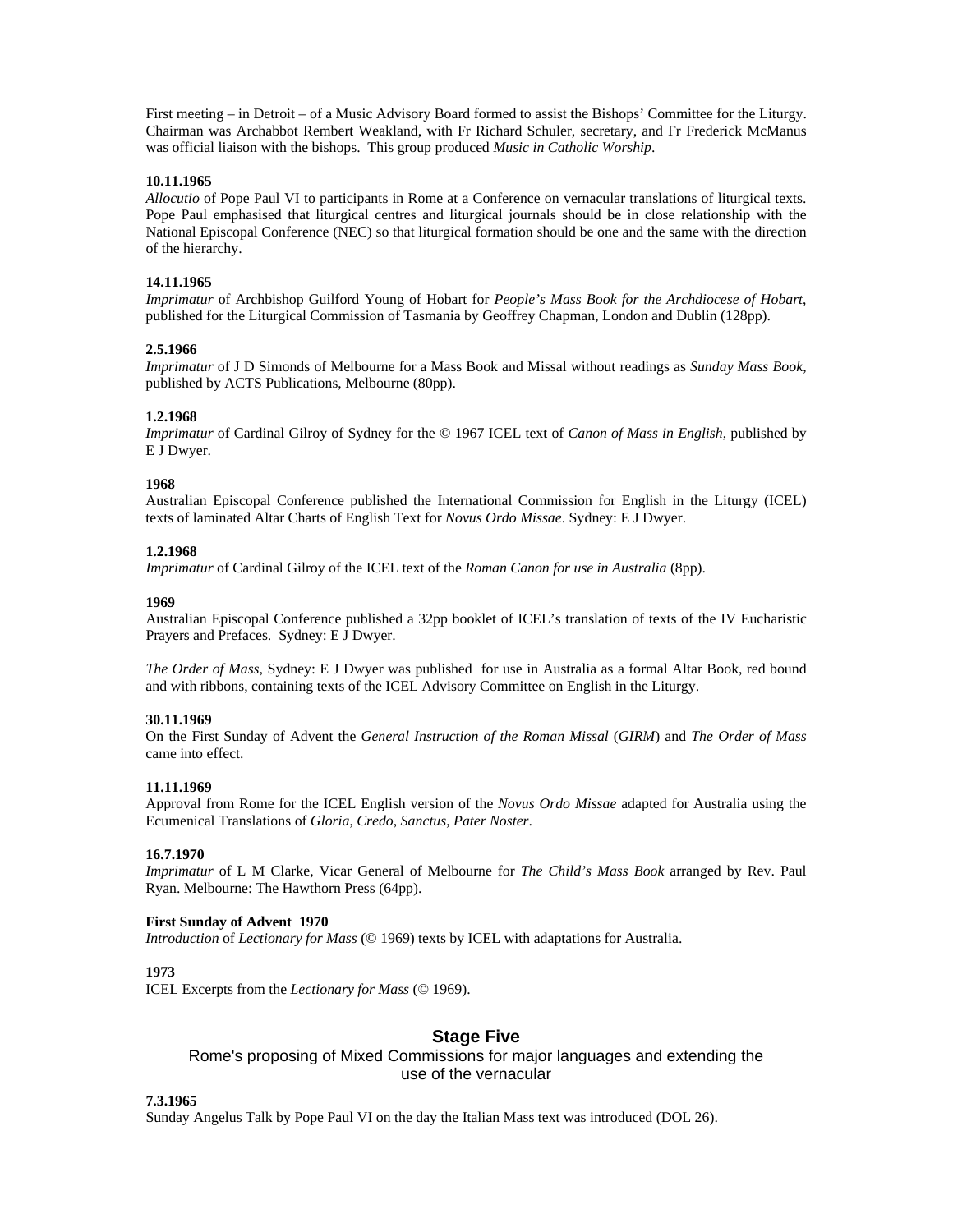First meeting – in Detroit – of a Music Advisory Board formed to assist the Bishops' Committee for the Liturgy. Chairman was Archabbot Rembert Weakland, with Fr Richard Schuler, secretary, and Fr Frederick McManus was official liaison with the bishops. This group produced *Music in Catholic Worship*.

**10.11.1965**
*Allocutio* of Pope Paul VI to participants in Rome at a Conference on vernacular translations of liturgical texts. Pope Paul emphasised that liturgical centres and liturgical journals should be in close relationship with the National Episcopal Conference (NEC) so that liturgical formation should be one and the same with the direction of the hierarchy.

**14.11.1965**
*Imprimatur* of Archbishop Guilford Young of Hobart for *People's Mass Book for the Archdiocese of Hobart*, published for the Liturgical Commission of Tasmania by Geoffrey Chapman, London and Dublin (128pp).

**2.5.1966**
*Imprimatur* of J D Simonds of Melbourne for a Mass Book and Missal without readings as *Sunday Mass Book*, published by ACTS Publications, Melbourne (80pp).

**1.2.1968**
*Imprimatur* of Cardinal Gilroy of Sydney for the © 1967 ICEL text of *Canon of Mass in English*, published by E J Dwyer.

**1968**
Australian Episcopal Conference published the International Commission for English in the Liturgy (ICEL) texts of laminated Altar Charts of English Text for *Novus Ordo Missae*. Sydney: E J Dwyer.

**1.2.1968**
*Imprimatur* of Cardinal Gilroy of the ICEL text of the *Roman Canon for use in Australia* (8pp).

**1969**
Australian Episcopal Conference published a 32pp booklet of ICEL's translation of texts of the IV Eucharistic Prayers and Prefaces. Sydney: E J Dwyer.

*The Order of Mass,* Sydney: E J Dwyer was published for use in Australia as a formal Altar Book, red bound and with ribbons, containing texts of the ICEL Advisory Committee on English in the Liturgy.

**30.11.1969**
On the First Sunday of Advent the *General Instruction of the Roman Missal* (*GIRM*) and *The Order of Mass* came into effect.

**11.11.1969**
Approval from Rome for the ICEL English version of the *Novus Ordo Missae* adapted for Australia using the Ecumenical Translations of *Gloria*, *Credo*, *Sanctus*, *Pater Noster*.

**16.7.1970**
*Imprimatur* of L M Clarke, Vicar General of Melbourne for *The Child's Mass Book* arranged by Rev. Paul Ryan. Melbourne: The Hawthorn Press (64pp).

**First Sunday of Advent 1970**
*Introduction* of *Lectionary for Mass* (© 1969) texts by ICEL with adaptations for Australia.

**1973**
ICEL Excerpts from the *Lectionary for Mass* (© 1969).

## Stage Five

### Rome's proposing of Mixed Commissions for major languages and extending the use of the vernacular

**7.3.1965**
Sunday Angelus Talk by Pope Paul VI on the day the Italian Mass text was introduced (DOL 26).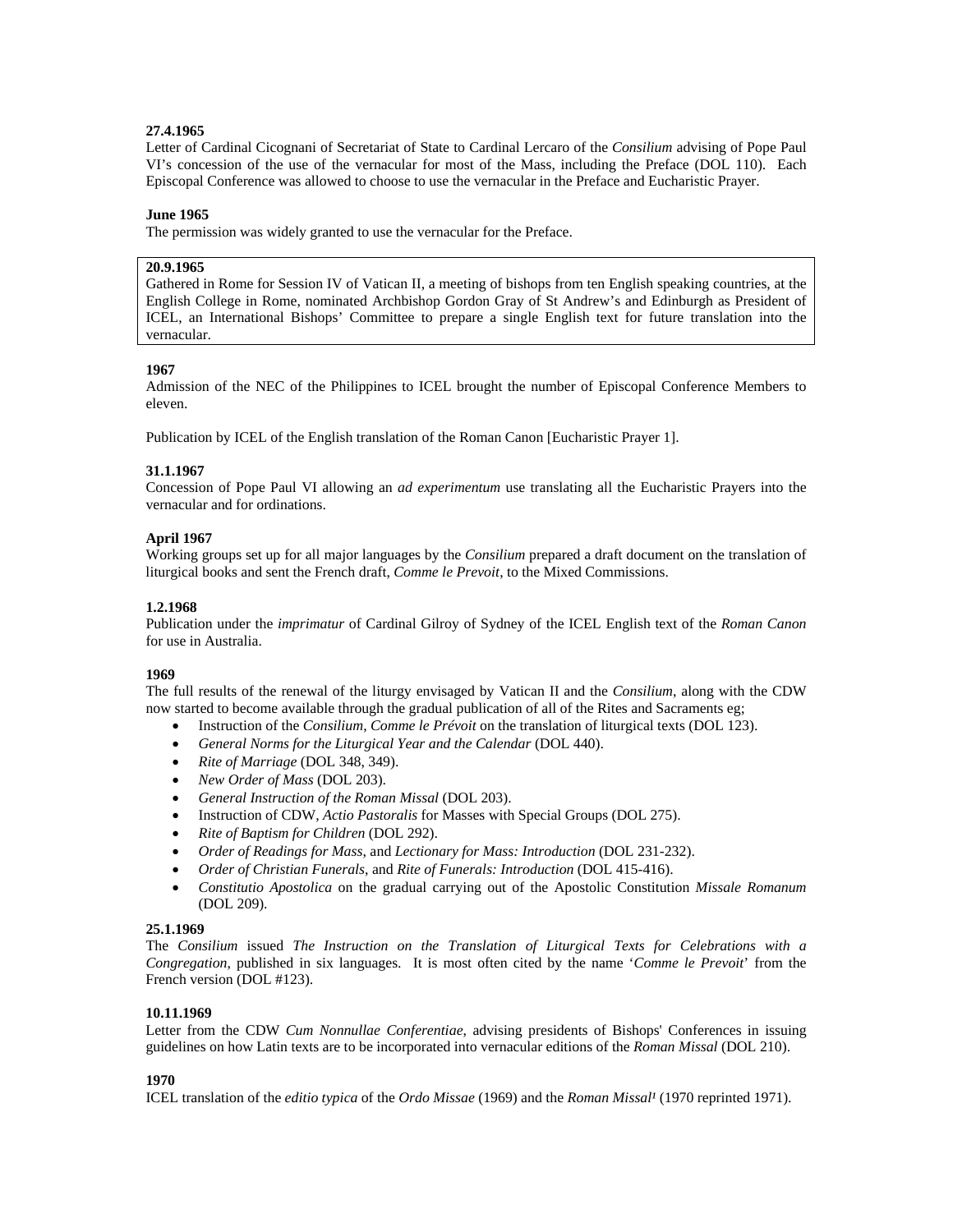**27.4.1965**

Letter of Cardinal Cicognani of Secretariat of State to Cardinal Lercaro of the *Consilium* advising of Pope Paul VI's concession of the use of the vernacular for most of the Mass, including the Preface (DOL 110). Each Episcopal Conference was allowed to choose to use the vernacular in the Preface and Eucharistic Prayer.

**June 1965**

The permission was widely granted to use the vernacular for the Preface.

**20.9.1965**

Gathered in Rome for Session IV of Vatican II, a meeting of bishops from ten English speaking countries, at the English College in Rome, nominated Archbishop Gordon Gray of St Andrew's and Edinburgh as President of ICEL, an International Bishops' Committee to prepare a single English text for future translation into the vernacular.

**1967**

Admission of the NEC of the Philippines to ICEL brought the number of Episcopal Conference Members to eleven.

Publication by ICEL of the English translation of the Roman Canon [Eucharistic Prayer 1].

**31.1.1967**

Concession of Pope Paul VI allowing an *ad experimentum* use translating all the Eucharistic Prayers into the vernacular and for ordinations.

**April 1967**

Working groups set up for all major languages by the *Consilium* prepared a draft document on the translation of liturgical books and sent the French draft, *Comme le Prevoit*, to the Mixed Commissions.

**1.2.1968**

Publication under the *imprimatur* of Cardinal Gilroy of Sydney of the ICEL English text of the *Roman Canon* for use in Australia.

**1969**

The full results of the renewal of the liturgy envisaged by Vatican II and the *Consilium*, along with the CDW now started to become available through the gradual publication of all of the Rites and Sacraments eg;

- Instruction of the *Consilium*, *Comme le Prévoit* on the translation of liturgical texts (DOL 123).
- *General Norms for the Liturgical Year and the Calendar* (DOL 440).
- *Rite of Marriage* (DOL 348, 349).
- *New Order of Mass* (DOL 203).
- *General Instruction of the Roman Missal* (DOL 203).
- Instruction of CDW, *Actio Pastoralis* for Masses with Special Groups (DOL 275).
- *Rite of Baptism for Children* (DOL 292).
- *Order of Readings for Mass*, and *Lectionary for Mass: Introduction* (DOL 231-232).
- *Order of Christian Funerals*, and *Rite of Funerals: Introduction* (DOL 415-416).
- *Constitutio Apostolica* on the gradual carrying out of the Apostolic Constitution *Missale Romanum* (DOL 209).

**25.1.1969**

The *Consilium* issued *The Instruction on the Translation of Liturgical Texts for Celebrations with a Congregation*, published in six languages. It is most often cited by the name '*Comme le Prevoit*' from the French version (DOL #123).

**10.11.1969**

Letter from the CDW *Cum Nonnullae Conferentiae*, advising presidents of Bishops' Conferences in issuing guidelines on how Latin texts are to be incorporated into vernacular editions of the *Roman Missal* (DOL 210).

**1970**

ICEL translation of the *editio typica* of the *Ordo Missae* (1969) and the *Roman Missal*[1] (1970 reprinted 1971).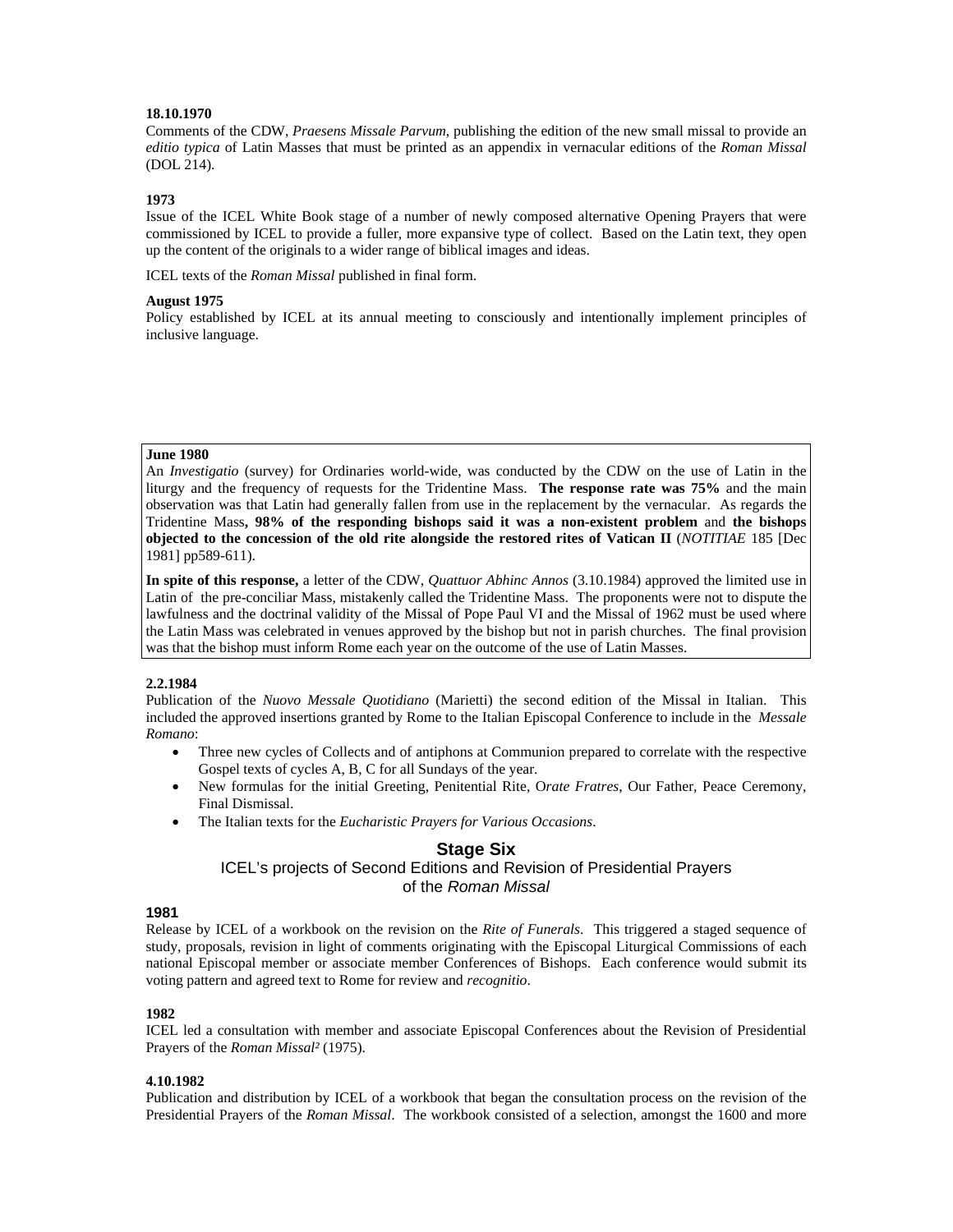**18.10.1970**

Comments of the CDW, *Praesens Missale Parvum*, publishing the edition of the new small missal to provide an *editio typica* of Latin Masses that must be printed as an appendix in vernacular editions of the *Roman Missal* (DOL 214).

**1973**

Issue of the ICEL White Book stage of a number of newly composed alternative Opening Prayers that were commissioned by ICEL to provide a fuller, more expansive type of collect. Based on the Latin text, they open up the content of the originals to a wider range of biblical images and ideas.

ICEL texts of the *Roman Missal* published in final form.

**August 1975**

Policy established by ICEL at its annual meeting to consciously and intentionally implement principles of inclusive language.

**June 1980**

An *Investigatio* (survey) for Ordinaries world-wide, was conducted by the CDW on the use of Latin in the liturgy and the frequency of requests for the Tridentine Mass. **The response rate was 75%** and the main observation was that Latin had generally fallen from use in the replacement by the vernacular. As regards the Tridentine Mass**, 98% of the responding bishops said it was a non-existent problem** and **the bishops objected to the concession of the old rite alongside the restored rites of Vatican II** (*NOTITIAE* 185 [Dec 1981] pp589-611).

**In spite of this response,** a letter of the CDW, *Quattuor Abhinc Annos* (3.10.1984) approved the limited use in Latin of the pre-conciliar Mass, mistakenly called the Tridentine Mass. The proponents were not to dispute the lawfulness and the doctrinal validity of the Missal of Pope Paul VI and the Missal of 1962 must be used where the Latin Mass was celebrated in venues approved by the bishop but not in parish churches. The final provision was that the bishop must inform Rome each year on the outcome of the use of Latin Masses.

**2.2.1984**

Publication of the *Nuovo Messale Quotidiano* (Marietti) the second edition of the Missal in Italian. This included the approved insertions granted by Rome to the Italian Episcopal Conference to include in the *Messale Romano*:

- Three new cycles of Collects and of antiphons at Communion prepared to correlate with the respective Gospel texts of cycles A, B, C for all Sundays of the year.
- New formulas for the initial Greeting, Penitential Rite, O*rate Fratres*, Our Father, Peace Ceremony, Final Dismissal.
- The Italian texts for the *Eucharistic Prayers for Various Occasions*.

## Stage Six

### ICEL's projects of Second Editions and Revision of Presidential Prayers of the *Roman Missal*

**1981**

Release by ICEL of a workbook on the revision on the *Rite of Funerals*. This triggered a staged sequence of study, proposals, revision in light of comments originating with the Episcopal Liturgical Commissions of each national Episcopal member or associate member Conferences of Bishops. Each conference would submit its voting pattern and agreed text to Rome for review and *recognitio*.

**1982**

ICEL led a consultation with member and associate Episcopal Conferences about the Revision of Presidential Prayers of the *Roman Missal²* (1975).

**4.10.1982**

Publication and distribution by ICEL of a workbook that began the consultation process on the revision of the Presidential Prayers of the *Roman Missal*. The workbook consisted of a selection, amongst the 1600 and more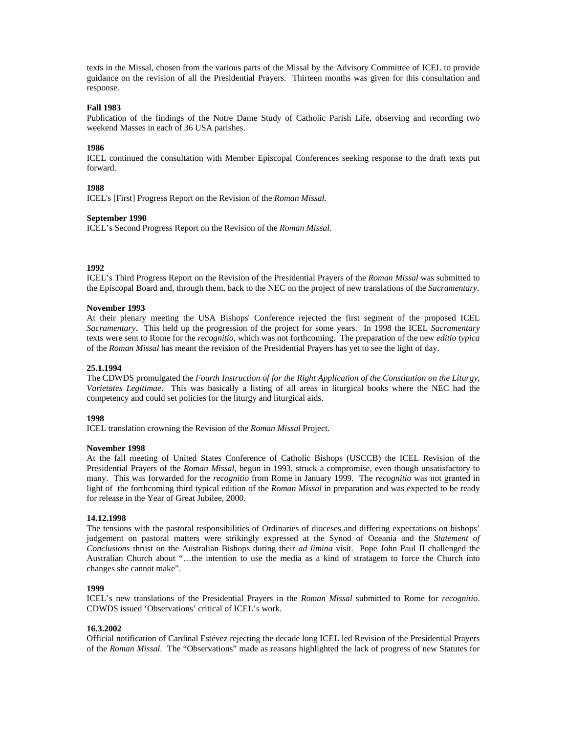texts in the Missal, chosen from the various parts of the Missal by the Advisory Committee of ICEL to provide guidance on the revision of all the Presidential Prayers. Thirteen months was given for this consultation and response.

**Fall 1983**
Publication of the findings of the Notre Dame Study of Catholic Parish Life, observing and recording two weekend Masses in each of 36 USA parishes.

**1986**
ICEL continued the consultation with Member Episcopal Conferences seeking response to the draft texts put forward.

**1988**
ICEL's [First] Progress Report on the Revision of the *Roman Missal.*

**September 1990**
ICEL's Second Progress Report on the Revision of the *Roman Missal*.

**1992**
ICEL's Third Progress Report on the Revision of the Presidential Prayers of the *Roman Missal* was submitted to the Episcopal Board and, through them, back to the NEC on the project of new translations of the *Sacramentary*.

**November 1993**
At their plenary meeting the USA Bishops' Conference rejected the first segment of the proposed ICEL *Sacramentary*. This held up the progression of the project for some years. In 1998 the ICEL *Sacramentary* texts were sent to Rome for the *recognitio,* which was not forthcoming. The preparation of the new *editio typica* of the *Roman Missal* has meant the revision of the Presidential Prayers has yet to see the light of day.

**25.1.1994**
The CDWDS promulgated the *Fourth Instruction of for the Right Application of the Constitution on the Liturgy, Varietates Legitimae*. This was basically a listing of all areas in liturgical books where the NEC had the competency and could set policies for the liturgy and liturgical aids.

**1998**
ICEL translation crowning the Revision of the *Roman Missal* Project.

**November 1998**
At the fall meeting of United States Conference of Catholic Bishops (USCCB) the ICEL Revision of the Presidential Prayers of the *Roman Missal,* begun in 1993, struck a compromise, even though unsatisfactory to many. This was forwarded for the *recognitio* from Rome in January 1999. The *recognitio* was not granted in light of the forthcoming third typical edition of the *Roman Missal* in preparation and was expected to be ready for release in the Year of Great Jubilee, 2000.

**14.12.1998**
The tensions with the pastoral responsibilities of Ordinaries of dioceses and differing expectations on bishops' judgement on pastoral matters were strikingly expressed at the Synod of Oceania and the *Statement of Conclusions* thrust on the Australian Bishops during their *ad limina* visit. Pope John Paul II challenged the Australian Church about "…the intention to use the media as a kind of stratagem to force the Church into changes she cannot make".

**1999**
ICEL's new translations of the Presidential Prayers in the *Roman Missal* submitted to Rome for *recognitio*. CDWDS issued 'Observations' critical of ICEL's work.

**16.3.2002**
Official notification of Cardinal Estévez rejecting the decade long ICEL led Revision of the Presidential Prayers of the *Roman Missal*. The "Observations" made as reasons highlighted the lack of progress of new Statutes for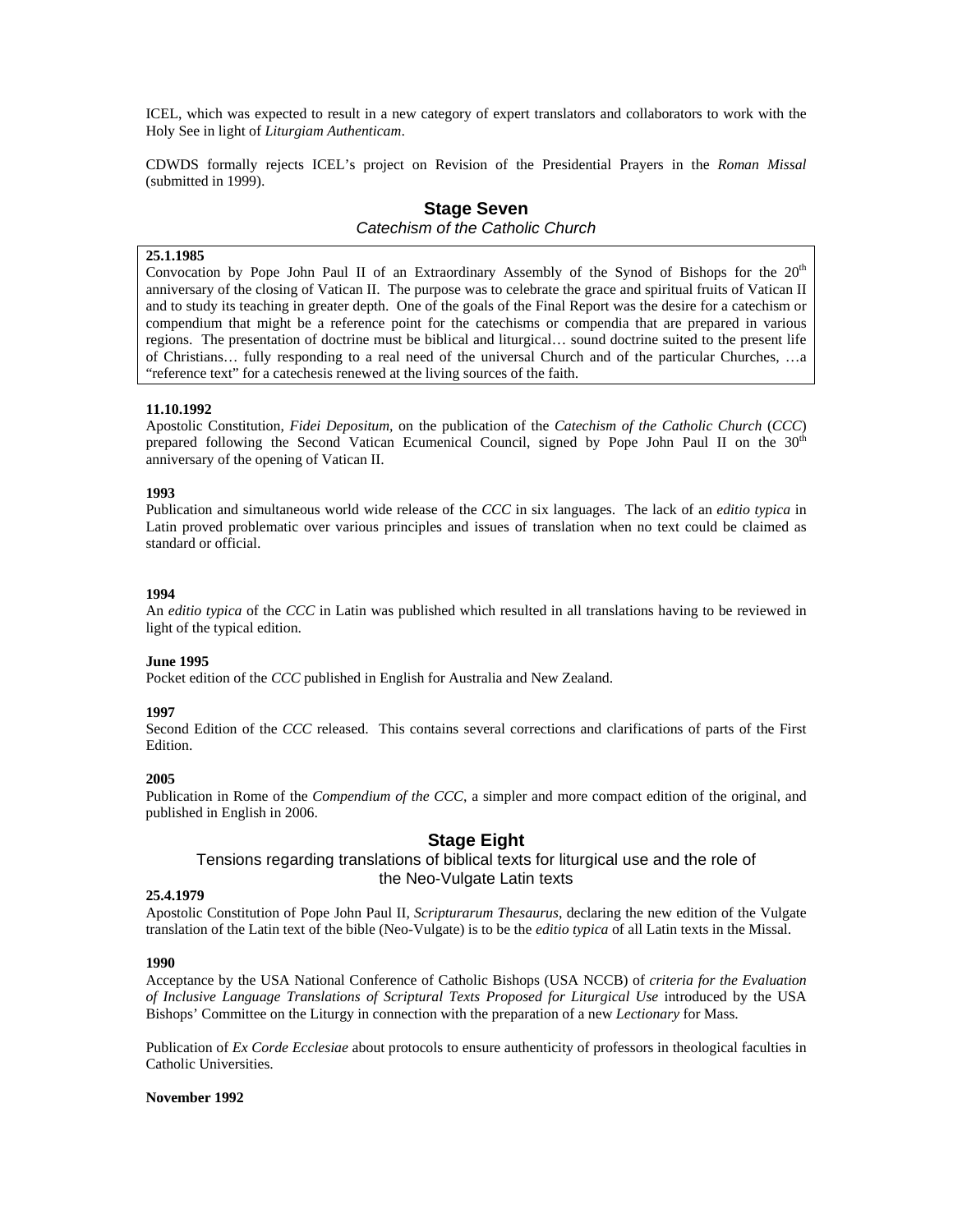ICEL, which was expected to result in a new category of expert translators and collaborators to work with the Holy See in light of *Liturgiam Authenticam*.

CDWDS formally rejects ICEL's project on Revision of the Presidential Prayers in the *Roman Missal* (submitted in 1999).

## Stage Seven

### *Catechism of the Catholic Church*

**25.1.1985**
Convocation by Pope John Paul II of an Extraordinary Assembly of the Synod of Bishops for the 20th anniversary of the closing of Vatican II. The purpose was to celebrate the grace and spiritual fruits of Vatican II and to study its teaching in greater depth. One of the goals of the Final Report was the desire for a catechism or compendium that might be a reference point for the catechisms or compendia that are prepared in various regions. The presentation of doctrine must be biblical and liturgical… sound doctrine suited to the present life of Christians… fully responding to a real need of the universal Church and of the particular Churches, …a "reference text" for a catechesis renewed at the living sources of the faith.

**11.10.1992**
Apostolic Constitution, *Fidei Depositum,* on the publication of the *Catechism of the Catholic Church* (*CCC*) prepared following the Second Vatican Ecumenical Council, signed by Pope John Paul II on the 30th anniversary of the opening of Vatican II.

**1993**
Publication and simultaneous world wide release of the *CCC* in six languages. The lack of an *editio typica* in Latin proved problematic over various principles and issues of translation when no text could be claimed as standard or official.

**1994**
An *editio typica* of the *CCC* in Latin was published which resulted in all translations having to be reviewed in light of the typical edition.

**June 1995**
Pocket edition of the *CCC* published in English for Australia and New Zealand.

**1997**
Second Edition of the *CCC* released. This contains several corrections and clarifications of parts of the First Edition.

**2005**
Publication in Rome of the *Compendium of the CCC*, a simpler and more compact edition of the original, and published in English in 2006.

## Stage Eight

### Tensions regarding translations of biblical texts for liturgical use and the role of the Neo-Vulgate Latin texts

**25.4.1979**
Apostolic Constitution of Pope John Paul II, *Scripturarum Thesaurus*, declaring the new edition of the Vulgate translation of the Latin text of the bible (Neo-Vulgate) is to be the *editio typica* of all Latin texts in the Missal.

**1990**
Acceptance by the USA National Conference of Catholic Bishops (USA NCCB) of *criteria for the Evaluation of Inclusive Language Translations of Scriptural Texts Proposed for Liturgical Use* introduced by the USA Bishops' Committee on the Liturgy in connection with the preparation of a new *Lectionary* for Mass.

Publication of *Ex Corde Ecclesiae* about protocols to ensure authenticity of professors in theological faculties in Catholic Universities.

**November 1992**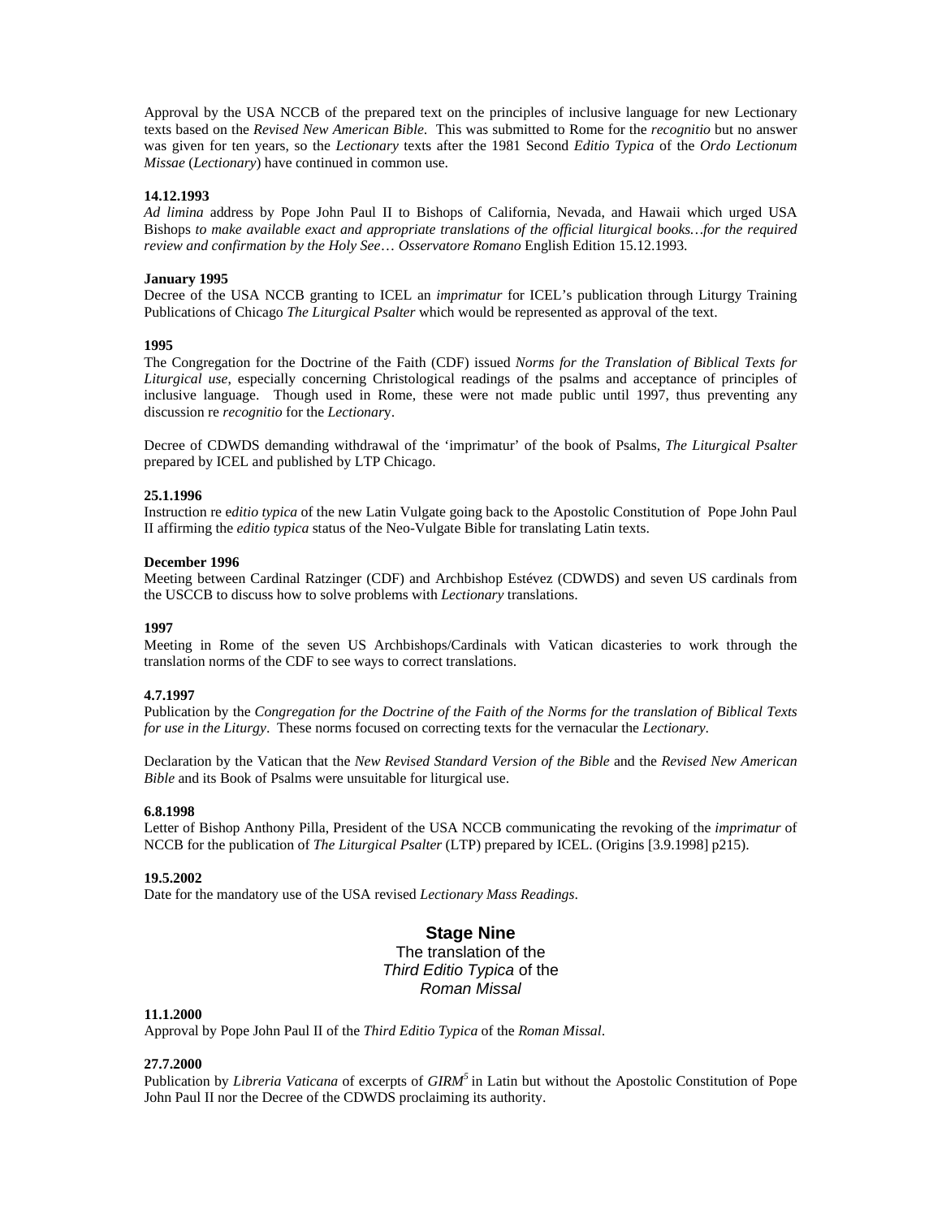Approval by the USA NCCB of the prepared text on the principles of inclusive language for new Lectionary texts based on the *Revised New American Bible*. This was submitted to Rome for the *recognitio* but no answer was given for ten years, so the *Lectionary* texts after the 1981 Second *Editio Typica* of the *Ordo Lectionum Missae* (*Lectionary*) have continued in common use.

**14.12.1993**
*Ad limina* address by Pope John Paul II to Bishops of California, Nevada, and Hawaii which urged USA Bishops *to make available exact and appropriate translations of the official liturgical books…for the required review and confirmation by the Holy See… Osservatore Romano* English Edition 15.12.1993.

**January 1995**
Decree of the USA NCCB granting to ICEL an *imprimatur* for ICEL's publication through Liturgy Training Publications of Chicago *The Liturgical Psalter* which would be represented as approval of the text.

**1995**
The Congregation for the Doctrine of the Faith (CDF) issued *Norms for the Translation of Biblical Texts for Liturgical use*, especially concerning Christological readings of the psalms and acceptance of principles of inclusive language. Though used in Rome, these were not made public until 1997, thus preventing any discussion re *recognitio* for the *Lectionary*.

Decree of CDWDS demanding withdrawal of the 'imprimatur' of the book of Psalms, *The Liturgical Psalter* prepared by ICEL and published by LTP Chicago.

**25.1.1996**
Instruction re e*ditio typica* of the new Latin Vulgate going back to the Apostolic Constitution of Pope John Paul II affirming the *editio typica* status of the Neo-Vulgate Bible for translating Latin texts.

**December 1996**
Meeting between Cardinal Ratzinger (CDF) and Archbishop Estévez (CDWDS) and seven US cardinals from the USCCB to discuss how to solve problems with *Lectionary* translations.

**1997**
Meeting in Rome of the seven US Archbishops/Cardinals with Vatican dicasteries to work through the translation norms of the CDF to see ways to correct translations.

**4.7.1997**
Publication by the *Congregation for the Doctrine of the Faith of the Norms for the translation of Biblical Texts for use in the Liturgy*. These norms focused on correcting texts for the vernacular the *Lectionary*.

Declaration by the Vatican that the *New Revised Standard Version of the Bible* and the *Revised New American Bible* and its Book of Psalms were unsuitable for liturgical use.

**6.8.1998**
Letter of Bishop Anthony Pilla, President of the USA NCCB communicating the revoking of the *imprimatur* of NCCB for the publication of *The Liturgical Psalter* (LTP) prepared by ICEL. (Origins [3.9.1998] p215).

**19.5.2002**
Date for the mandatory use of the USA revised *Lectionary Mass Readings*.

## Stage Nine
The translation of the *Third Editio Typica* of the *Roman Missal*

**11.1.2000**
Approval by Pope John Paul II of the *Third Editio Typica* of the *Roman Missal*.

**27.7.2000**
Publication by *Libreria Vaticana* of excerpts of *GIRM*[5] in Latin but without the Apostolic Constitution of Pope John Paul II nor the Decree of the CDWDS proclaiming its authority.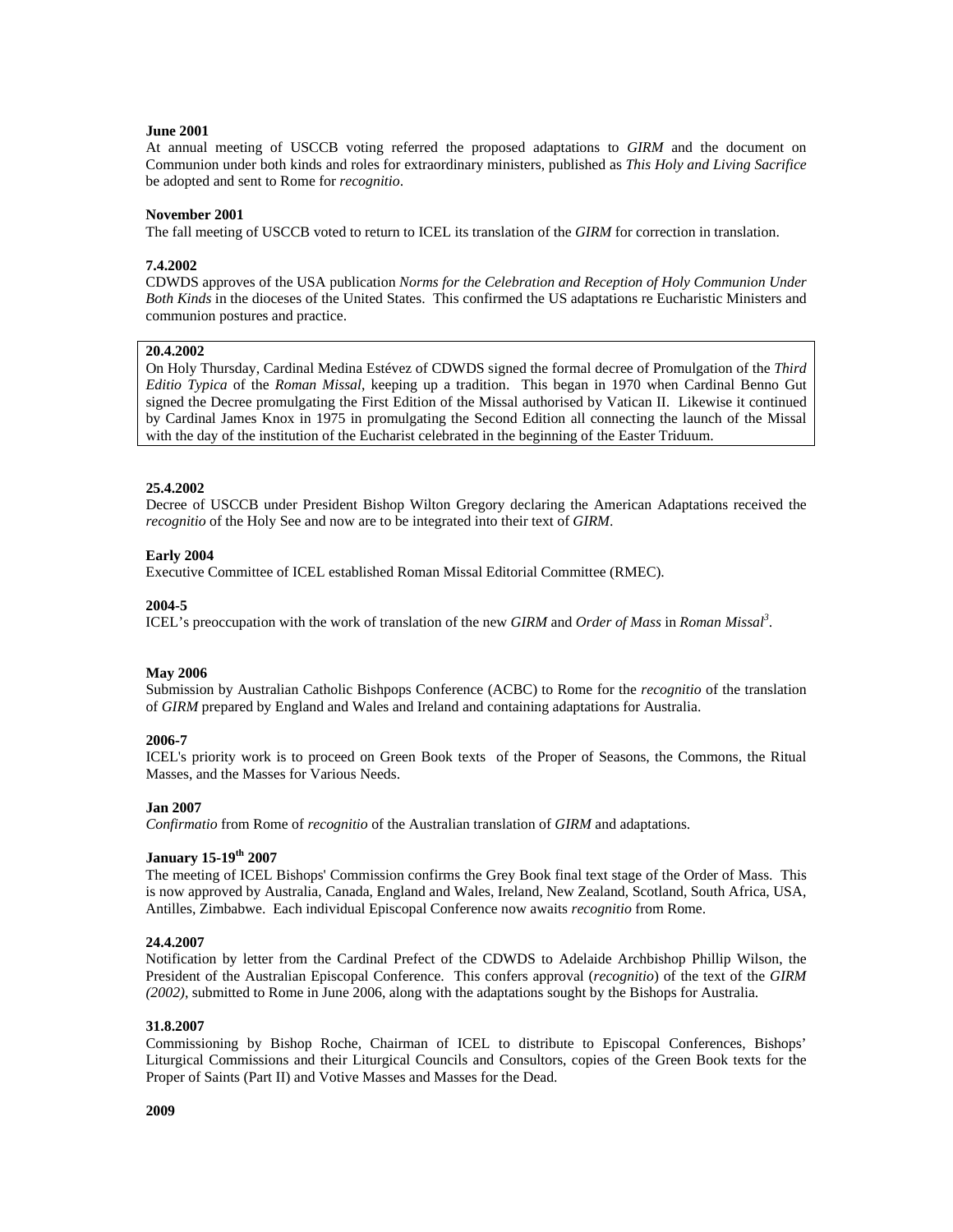**June 2001**
At annual meeting of USCCB voting referred the proposed adaptations to *GIRM* and the document on Communion under both kinds and roles for extraordinary ministers, published as *This Holy and Living Sacrifice* be adopted and sent to Rome for *recognitio*.

**November 2001**
The fall meeting of USCCB voted to return to ICEL its translation of the *GIRM* for correction in translation.

**7.4.2002**
CDWDS approves of the USA publication *Norms for the Celebration and Reception of Holy Communion Under Both Kinds* in the dioceses of the United States. This confirmed the US adaptations re Eucharistic Ministers and communion postures and practice.

**20.4.2002**
On Holy Thursday, Cardinal Medina Estévez of CDWDS signed the formal decree of Promulgation of the *Third Editio Typica* of the *Roman Missal*, keeping up a tradition. This began in 1970 when Cardinal Benno Gut signed the Decree promulgating the First Edition of the Missal authorised by Vatican II. Likewise it continued by Cardinal James Knox in 1975 in promulgating the Second Edition all connecting the launch of the Missal with the day of the institution of the Eucharist celebrated in the beginning of the Easter Triduum.

**25.4.2002**
Decree of USCCB under President Bishop Wilton Gregory declaring the American Adaptations received the *recognitio* of the Holy See and now are to be integrated into their text of *GIRM*.

**Early 2004**
Executive Committee of ICEL established Roman Missal Editorial Committee (RMEC).

**2004-5**
ICEL's preoccupation with the work of translation of the new *GIRM* and *Order of Mass* in *Roman Missal*[3].

**May 2006**
Submission by Australian Catholic Bishpops Conference (ACBC) to Rome for the *recognitio* of the translation of *GIRM* prepared by England and Wales and Ireland and containing adaptations for Australia.

**2006-7**
ICEL's priority work is to proceed on Green Book texts of the Proper of Seasons, the Commons, the Ritual Masses, and the Masses for Various Needs.

**Jan 2007**
*Confirmatio* from Rome of *recognitio* of the Australian translation of *GIRM* and adaptations.

**January 15-19th 2007**
The meeting of ICEL Bishops' Commission confirms the Grey Book final text stage of the Order of Mass. This is now approved by Australia, Canada, England and Wales, Ireland, New Zealand, Scotland, South Africa, USA, Antilles, Zimbabwe. Each individual Episcopal Conference now awaits *recognitio* from Rome.

**24.4.2007**
Notification by letter from the Cardinal Prefect of the CDWDS to Adelaide Archbishop Phillip Wilson, the President of the Australian Episcopal Conference. This confers approval (*recognitio*) of the text of the *GIRM (2002)*, submitted to Rome in June 2006, along with the adaptations sought by the Bishops for Australia.

**31.8.2007**
Commissioning by Bishop Roche, Chairman of ICEL to distribute to Episcopal Conferences, Bishops' Liturgical Commissions and their Liturgical Councils and Consultors, copies of the Green Book texts for the Proper of Saints (Part II) and Votive Masses and Masses for the Dead.

**2009**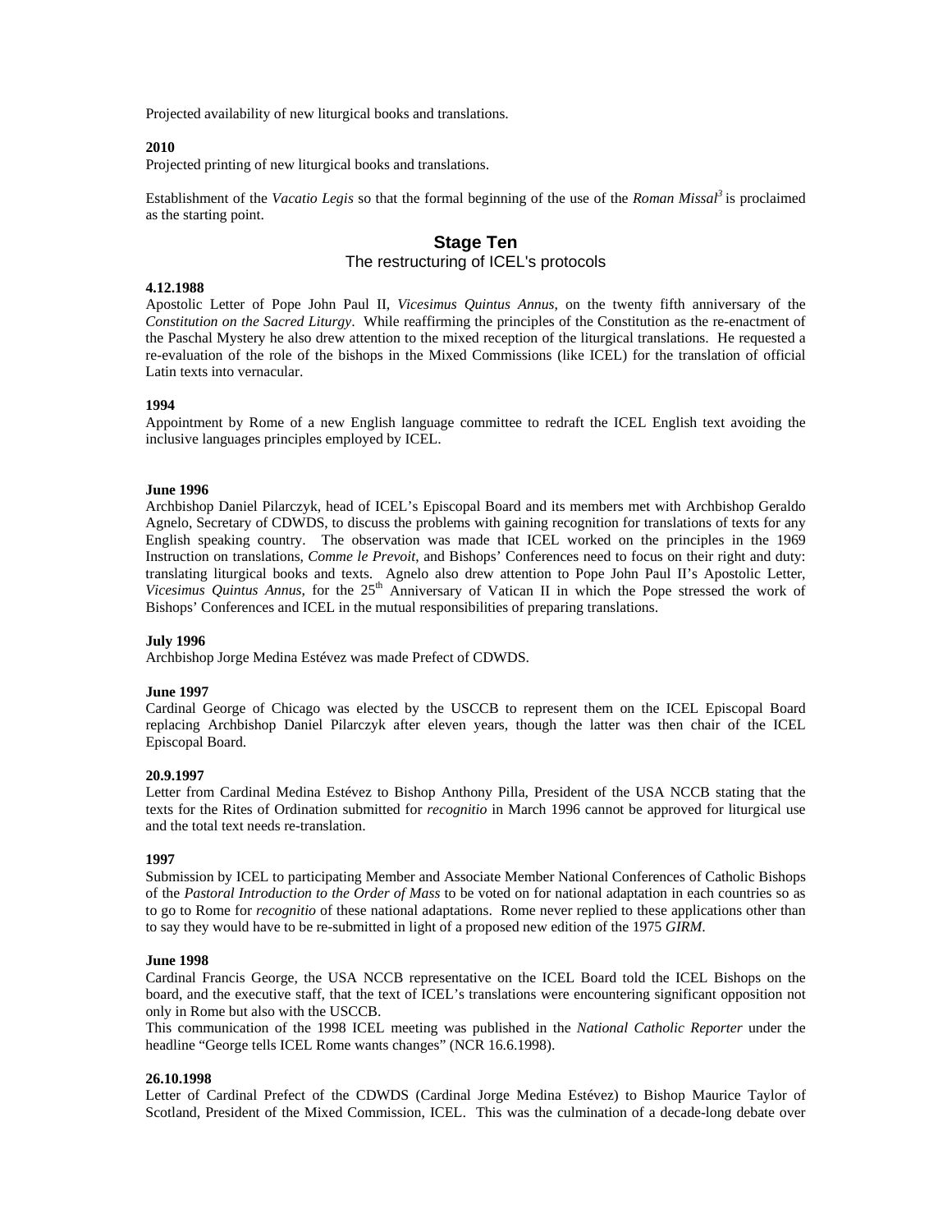Projected availability of new liturgical books and translations.

**2010**
Projected printing of new liturgical books and translations.

Establishment of the *Vacatio Legis* so that the formal beginning of the use of the *Roman Missal*[3] is proclaimed as the starting point.

## Stage Ten
### The restructuring of ICEL's protocols

**4.12.1988**
Apostolic Letter of Pope John Paul II, *Vicesimus Quintus Annus*, on the twenty fifth anniversary of the *Constitution on the Sacred Liturgy*. While reaffirming the principles of the Constitution as the re-enactment of the Paschal Mystery he also drew attention to the mixed reception of the liturgical translations. He requested a re-evaluation of the role of the bishops in the Mixed Commissions (like ICEL) for the translation of official Latin texts into vernacular.

**1994**
Appointment by Rome of a new English language committee to redraft the ICEL English text avoiding the inclusive languages principles employed by ICEL.

**June 1996**
Archbishop Daniel Pilarczyk, head of ICEL's Episcopal Board and its members met with Archbishop Geraldo Agnelo, Secretary of CDWDS, to discuss the problems with gaining recognition for translations of texts for any English speaking country. The observation was made that ICEL worked on the principles in the 1969 Instruction on translations, *Comme le Prevoit*, and Bishops' Conferences need to focus on their right and duty: translating liturgical books and texts. Agnelo also drew attention to Pope John Paul II's Apostolic Letter, *Vicesimus Quintus Annus*, for the 25th Anniversary of Vatican II in which the Pope stressed the work of Bishops' Conferences and ICEL in the mutual responsibilities of preparing translations.

**July 1996**
Archbishop Jorge Medina Estévez was made Prefect of CDWDS.

**June 1997**
Cardinal George of Chicago was elected by the USCCB to represent them on the ICEL Episcopal Board replacing Archbishop Daniel Pilarczyk after eleven years, though the latter was then chair of the ICEL Episcopal Board.

**20.9.1997**
Letter from Cardinal Medina Estévez to Bishop Anthony Pilla, President of the USA NCCB stating that the texts for the Rites of Ordination submitted for *recognitio* in March 1996 cannot be approved for liturgical use and the total text needs re-translation.

**1997**
Submission by ICEL to participating Member and Associate Member National Conferences of Catholic Bishops of the *Pastoral Introduction to the Order of Mass* to be voted on for national adaptation in each countries so as to go to Rome for *recognitio* of these national adaptations. Rome never replied to these applications other than to say they would have to be re-submitted in light of a proposed new edition of the 1975 *GIRM*.

**June 1998**
Cardinal Francis George, the USA NCCB representative on the ICEL Board told the ICEL Bishops on the board, and the executive staff, that the text of ICEL's translations were encountering significant opposition not only in Rome but also with the USCCB.
This communication of the 1998 ICEL meeting was published in the *National Catholic Reporter* under the headline "George tells ICEL Rome wants changes" (NCR 16.6.1998).

**26.10.1998**
Letter of Cardinal Prefect of the CDWDS (Cardinal Jorge Medina Estévez) to Bishop Maurice Taylor of Scotland, President of the Mixed Commission, ICEL. This was the culmination of a decade-long debate over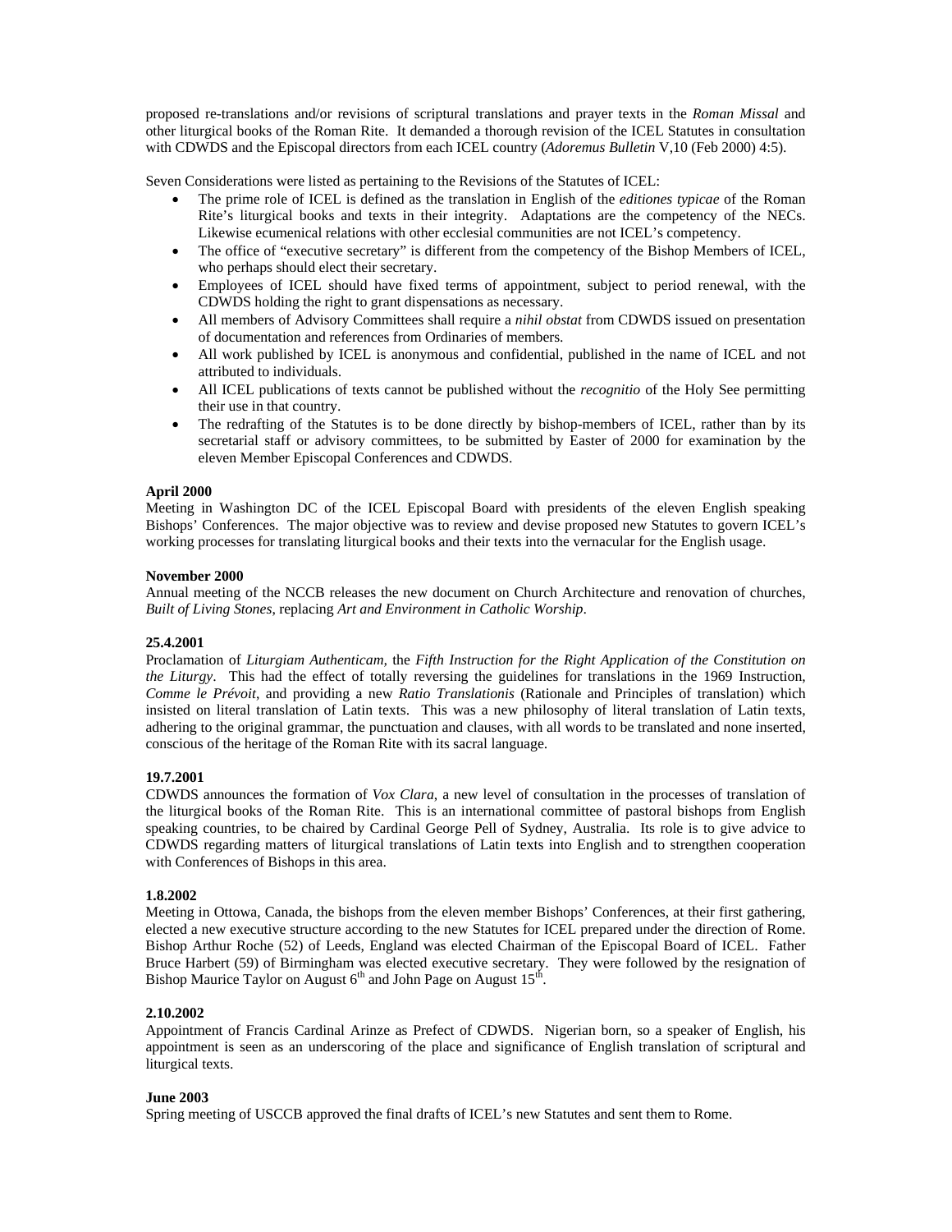proposed re-translations and/or revisions of scriptural translations and prayer texts in the *Roman Missal* and other liturgical books of the Roman Rite. It demanded a thorough revision of the ICEL Statutes in consultation with CDWDS and the Episcopal directors from each ICEL country (*Adoremus Bulletin* V,10 (Feb 2000) 4:5).

Seven Considerations were listed as pertaining to the Revisions of the Statutes of ICEL:

- The prime role of ICEL is defined as the translation in English of the *editiones typicae* of the Roman Rite's liturgical books and texts in their integrity. Adaptations are the competency of the NECs. Likewise ecumenical relations with other ecclesial communities are not ICEL's competency.
- The office of "executive secretary" is different from the competency of the Bishop Members of ICEL, who perhaps should elect their secretary.
- Employees of ICEL should have fixed terms of appointment, subject to period renewal, with the CDWDS holding the right to grant dispensations as necessary.
- All members of Advisory Committees shall require a *nihil obstat* from CDWDS issued on presentation of documentation and references from Ordinaries of members.
- All work published by ICEL is anonymous and confidential, published in the name of ICEL and not attributed to individuals.
- All ICEL publications of texts cannot be published without the *recognitio* of the Holy See permitting their use in that country.
- The redrafting of the Statutes is to be done directly by bishop-members of ICEL, rather than by its secretarial staff or advisory committees, to be submitted by Easter of 2000 for examination by the eleven Member Episcopal Conferences and CDWDS.

**April 2000**
Meeting in Washington DC of the ICEL Episcopal Board with presidents of the eleven English speaking Bishops' Conferences. The major objective was to review and devise proposed new Statutes to govern ICEL's working processes for translating liturgical books and their texts into the vernacular for the English usage.

**November 2000**
Annual meeting of the NCCB releases the new document on Church Architecture and renovation of churches, *Built of Living Stones*, replacing *Art and Environment in Catholic Worship*.

**25.4.2001**
Proclamation of *Liturgiam Authenticam*, the *Fifth Instruction for the Right Application of the Constitution on the Liturgy*. This had the effect of totally reversing the guidelines for translations in the 1969 Instruction, *Comme le Prévoit*, and providing a new *Ratio Translationis* (Rationale and Principles of translation) which insisted on literal translation of Latin texts. This was a new philosophy of literal translation of Latin texts, adhering to the original grammar, the punctuation and clauses, with all words to be translated and none inserted, conscious of the heritage of the Roman Rite with its sacral language.

**19.7.2001**
CDWDS announces the formation of *Vox Clara*, a new level of consultation in the processes of translation of the liturgical books of the Roman Rite. This is an international committee of pastoral bishops from English speaking countries, to be chaired by Cardinal George Pell of Sydney, Australia. Its role is to give advice to CDWDS regarding matters of liturgical translations of Latin texts into English and to strengthen cooperation with Conferences of Bishops in this area.

**1.8.2002**
Meeting in Ottowa, Canada, the bishops from the eleven member Bishops' Conferences, at their first gathering, elected a new executive structure according to the new Statutes for ICEL prepared under the direction of Rome. Bishop Arthur Roche (52) of Leeds, England was elected Chairman of the Episcopal Board of ICEL. Father Bruce Harbert (59) of Birmingham was elected executive secretary. They were followed by the resignation of Bishop Maurice Taylor on August 6th and John Page on August 15th.

**2.10.2002**
Appointment of Francis Cardinal Arinze as Prefect of CDWDS. Nigerian born, so a speaker of English, his appointment is seen as an underscoring of the place and significance of English translation of scriptural and liturgical texts.

**June 2003**
Spring meeting of USCCB approved the final drafts of ICEL's new Statutes and sent them to Rome.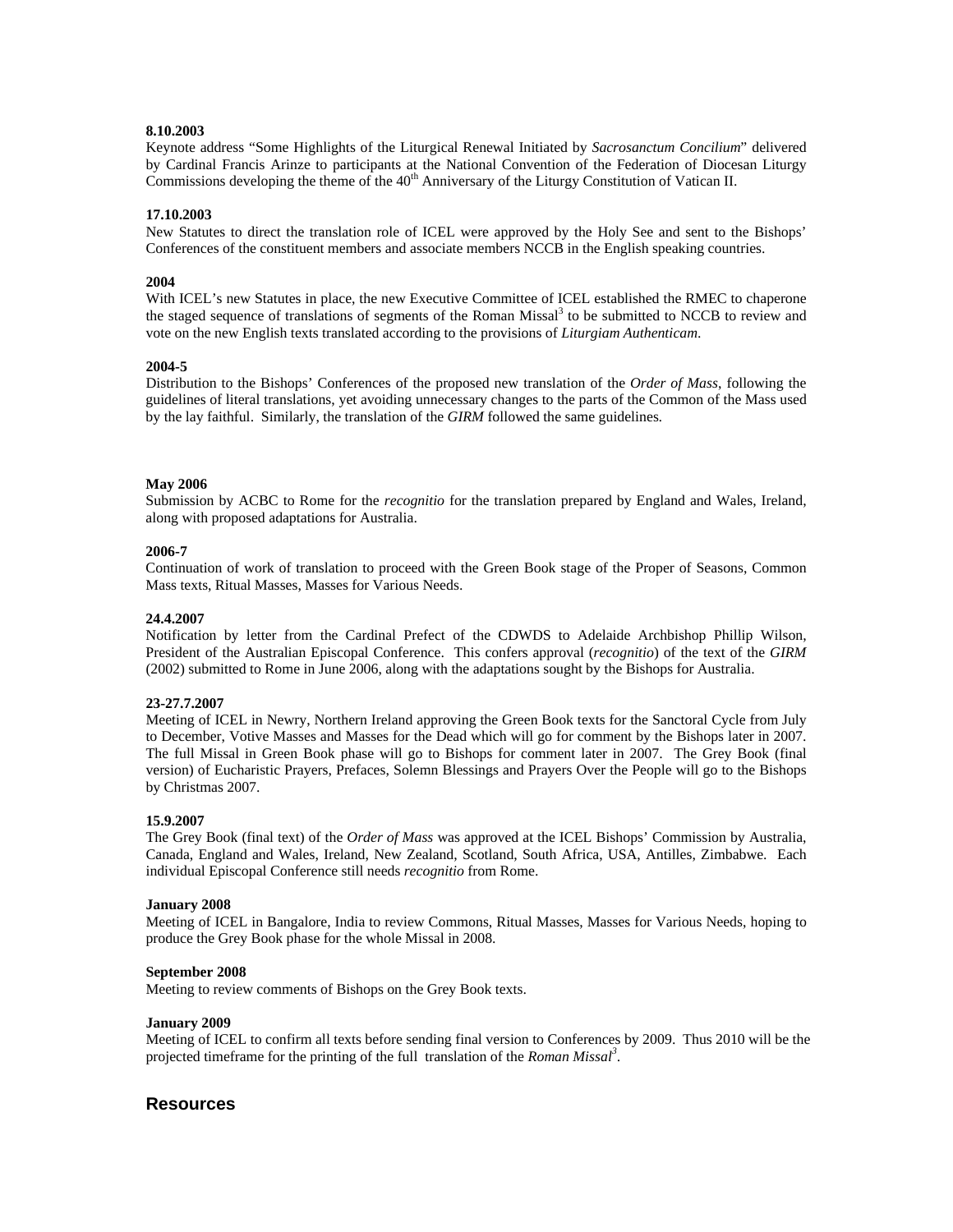**8.10.2003**
Keynote address "Some Highlights of the Liturgical Renewal Initiated by *Sacrosanctum Concilium*" delivered by Cardinal Francis Arinze to participants at the National Convention of the Federation of Diocesan Liturgy Commissions developing the theme of the 40th Anniversary of the Liturgy Constitution of Vatican II.

**17.10.2003**
New Statutes to direct the translation role of ICEL were approved by the Holy See and sent to the Bishops' Conferences of the constituent members and associate members NCCB in the English speaking countries.

**2004**
With ICEL's new Statutes in place, the new Executive Committee of ICEL established the RMEC to chaperone the staged sequence of translations of segments of the Roman Missal[3] to be submitted to NCCB to review and vote on the new English texts translated according to the provisions of *Liturgiam Authenticam.*

**2004-5**
Distribution to the Bishops' Conferences of the proposed new translation of the *Order of Mass*, following the guidelines of literal translations, yet avoiding unnecessary changes to the parts of the Common of the Mass used by the lay faithful. Similarly, the translation of the *GIRM* followed the same guidelines*.*

**May 2006**
Submission by ACBC to Rome for the *recognitio* for the translation prepared by England and Wales, Ireland, along with proposed adaptations for Australia.

**2006-7**
Continuation of work of translation to proceed with the Green Book stage of the Proper of Seasons, Common Mass texts, Ritual Masses, Masses for Various Needs.

**24.4.2007**
Notification by letter from the Cardinal Prefect of the CDWDS to Adelaide Archbishop Phillip Wilson, President of the Australian Episcopal Conference. This confers approval (*recognitio*) of the text of the *GIRM* (2002) submitted to Rome in June 2006, along with the adaptations sought by the Bishops for Australia.

**23-27.7.2007**
Meeting of ICEL in Newry, Northern Ireland approving the Green Book texts for the Sanctoral Cycle from July to December, Votive Masses and Masses for the Dead which will go for comment by the Bishops later in 2007. The full Missal in Green Book phase will go to Bishops for comment later in 2007. The Grey Book (final version) of Eucharistic Prayers, Prefaces, Solemn Blessings and Prayers Over the People will go to the Bishops by Christmas 2007.

**15.9.2007**
The Grey Book (final text) of the *Order of Mass* was approved at the ICEL Bishops' Commission by Australia, Canada, England and Wales, Ireland, New Zealand, Scotland, South Africa, USA, Antilles, Zimbabwe. Each individual Episcopal Conference still needs *recognitio* from Rome.

**January 2008**
Meeting of ICEL in Bangalore, India to review Commons, Ritual Masses, Masses for Various Needs, hoping to produce the Grey Book phase for the whole Missal in 2008.

**September 2008**
Meeting to review comments of Bishops on the Grey Book texts.

**January 2009**
Meeting of ICEL to confirm all texts before sending final version to Conferences by 2009. Thus 2010 will be the projected timeframe for the printing of the full translation of the *Roman Missal*[3].

## Resources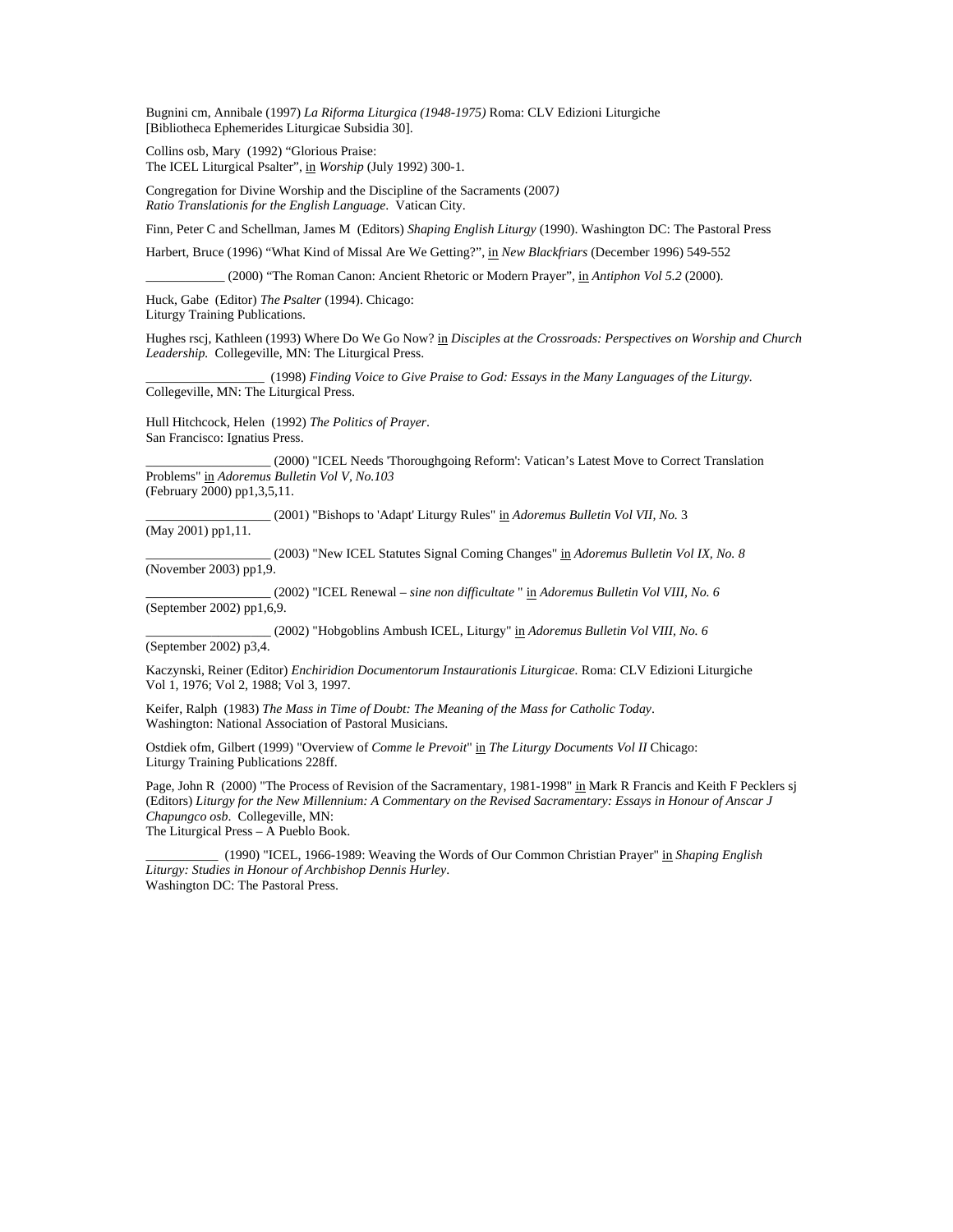Bugnini cm, Annibale (1997) *La Riforma Liturgica (1948-1975)* Roma: CLV Edizioni Liturgiche [Bibliotheca Ephemerides Liturgicae Subsidia 30].

Collins osb, Mary (1992) "Glorious Praise: The ICEL Liturgical Psalter", in *Worship* (July 1992) 300-1.

Congregation for Divine Worship and the Discipline of the Sacraments (2007) *Ratio Translationis for the English Language*. Vatican City.

Finn, Peter C and Schellman, James M (Editors) *Shaping English Liturgy* (1990). Washington DC: The Pastoral Press

Harbert, Bruce (1996) "What Kind of Missal Are We Getting?", in *New Blackfriars* (December 1996) 549-552

____________ (2000) "The Roman Canon: Ancient Rhetoric or Modern Prayer", in *Antiphon Vol 5.2* (2000).

Huck, Gabe (Editor) *The Psalter* (1994). Chicago: Liturgy Training Publications.

Hughes rscj, Kathleen (1993) Where Do We Go Now? in *Disciples at the Crossroads: Perspectives on Worship and Church Leadership.* Collegeville, MN: The Liturgical Press.

__________________ (1998) *Finding Voice to Give Praise to God: Essays in the Many Languages of the Liturgy.* Collegeville, MN: The Liturgical Press.

Hull Hitchcock, Helen (1992) *The Politics of Prayer*. San Francisco: Ignatius Press.

___________________ (2000) "ICEL Needs 'Thoroughgoing Reform': Vatican's Latest Move to Correct Translation Problems" in *Adoremus Bulletin Vol V, No.103* (February 2000) pp1,3,5,11.

___________________ (2001) "Bishops to 'Adapt' Liturgy Rules" in *Adoremus Bulletin Vol VII, No.* 3 (May 2001) pp1,11.

___________________ (2003) "New ICEL Statutes Signal Coming Changes" in *Adoremus Bulletin Vol IX, No. 8* (November 2003) pp1,9.

___________________ (2002) "ICEL Renewal – *sine non difficultate* " in *Adoremus Bulletin Vol VIII, No. 6* (September 2002) pp1,6,9.

___________________ (2002) "Hobgoblins Ambush ICEL, Liturgy" in *Adoremus Bulletin Vol VIII, No. 6* (September 2002) p3,4.

Kaczynski, Reiner (Editor) *Enchiridion Documentorum Instaurationis Liturgicae.* Roma: CLV Edizioni Liturgiche Vol 1, 1976; Vol 2, 1988; Vol 3, 1997.

Keifer, Ralph (1983) *The Mass in Time of Doubt: The Meaning of the Mass for Catholic Today*. Washington: National Association of Pastoral Musicians.

Ostdiek ofm, Gilbert (1999) "Overview of *Comme le Prevoit*" in *The Liturgy Documents Vol II* Chicago: Liturgy Training Publications 228ff.

Page, John R (2000) "The Process of Revision of the Sacramentary, 1981-1998" in Mark R Francis and Keith F Pecklers sj (Editors) *Liturgy for the New Millennium: A Commentary on the Revised Sacramentary: Essays in Honour of Anscar J Chapungco osb*. Collegeville, MN: The Liturgical Press – A Pueblo Book.

___________ (1990) "ICEL, 1966-1989: Weaving the Words of Our Common Christian Prayer" in *Shaping English Liturgy: Studies in Honour of Archbishop Dennis Hurley*. Washington DC: The Pastoral Press.